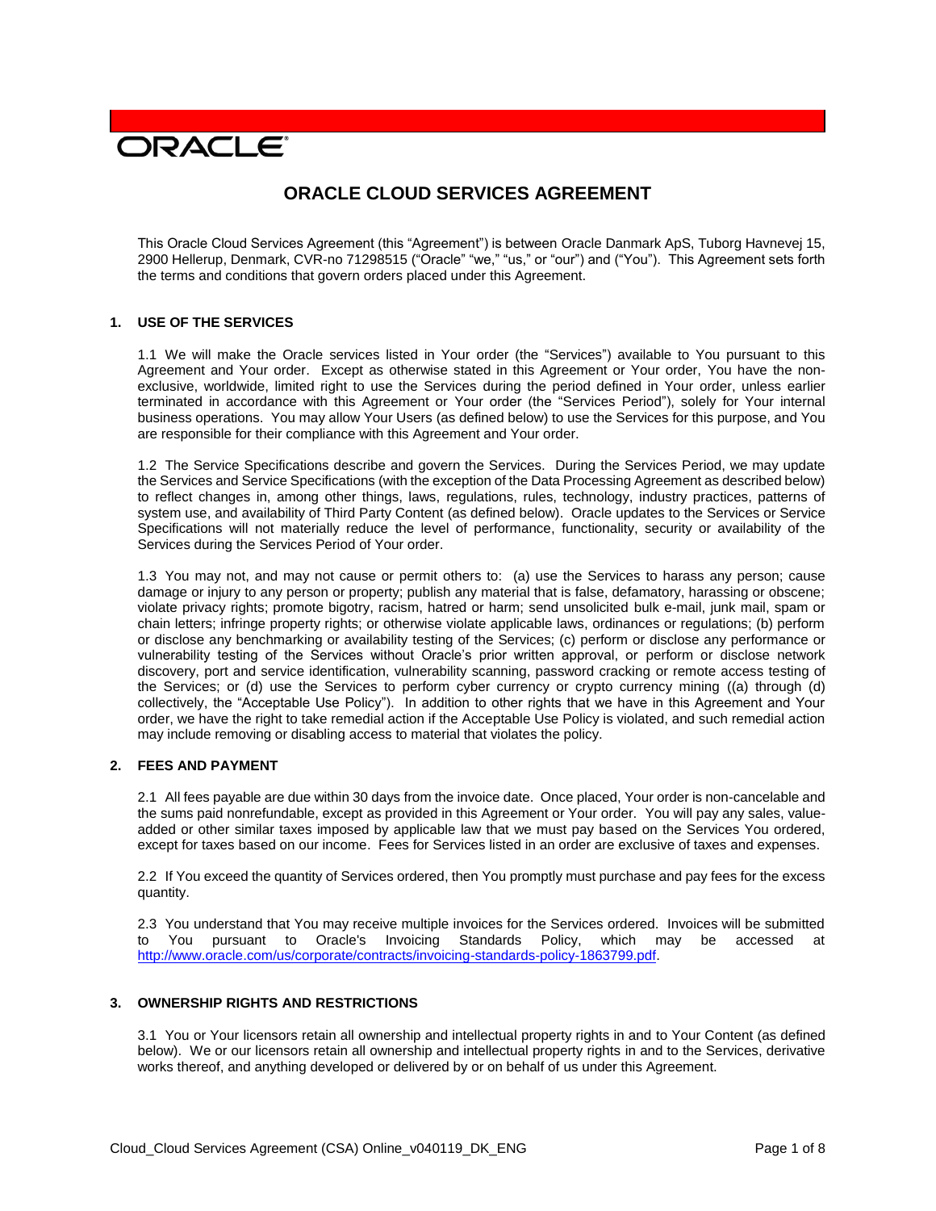ORACLE

# ORACLE CLOUD SERVICES AGREEMENT

This Oracle Cloud Services Agreement (this "Agreement") is between Oracle Danmark ApS, Tuborg Havnevej 15, 2900 Hellerup, Denmark, CVR-no 71298515 ("Oracle" "we," "us," or "our") and ("You"). This Agreement sets forth the terms and conditions that govern orders placed under this Agreement.

## 1. USE OF THE SERVICES

1.1 We will make the Oracle services listed in Your order (the "Services") available to You pursuant to this Agreement and Your order. Except as otherwise stated in this Agreement or Your order, You have the non-exclusive, worldwide, limited right to use the Services during the period defined in Your order, unless earlier terminated in accordance with this Agreement or Your order (the "Services Period"), solely for Your internal business operations. You may allow Your Users (as defined below) to use the Services for this purpose, and You are responsible for their compliance with this Agreement and Your order.

1.2 The Service Specifications describe and govern the Services. During the Services Period, we may update the Services and Service Specifications (with the exception of the Data Processing Agreement as described below) to reflect changes in, among other things, laws, regulations, rules, technology, industry practices, patterns of system use, and availability of Third Party Content (as defined below). Oracle updates to the Services or Service Specifications will not materially reduce the level of performance, functionality, security or availability of the Services during the Services Period of Your order.

1.3 You may not, and may not cause or permit others to: (a) use the Services to harass any person; cause damage or injury to any person or property; publish any material that is false, defamatory, harassing or obscene; violate privacy rights; promote bigotry, racism, hatred or harm; send unsolicited bulk e-mail, junk mail, spam or chain letters; infringe property rights; or otherwise violate applicable laws, ordinances or regulations; (b) perform or disclose any benchmarking or availability testing of the Services; (c) perform or disclose any performance or vulnerability testing of the Services without Oracle's prior written approval, or perform or disclose network discovery, port and service identification, vulnerability scanning, password cracking or remote access testing of the Services; or (d) use the Services to perform cyber currency or crypto currency mining ((a) through (d) collectively, the "Acceptable Use Policy"). In addition to other rights that we have in this Agreement and Your order, we have the right to take remedial action if the Acceptable Use Policy is violated, and such remedial action may include removing or disabling access to material that violates the policy.

## 2. FEES AND PAYMENT

2.1 All fees payable are due within 30 days from the invoice date. Once placed, Your order is non-cancelable and the sums paid nonrefundable, except as provided in this Agreement or Your order. You will pay any sales, value-added or other similar taxes imposed by applicable law that we must pay based on the Services You ordered, except for taxes based on our income. Fees for Services listed in an order are exclusive of taxes and expenses.

2.2 If You exceed the quantity of Services ordered, then You promptly must purchase and pay fees for the excess quantity.

2.3 You understand that You may receive multiple invoices for the Services ordered. Invoices will be submitted to You pursuant to Oracle's Invoicing Standards Policy, which may be accessed at http://www.oracle.com/us/corporate/contracts/invoicing-standards-policy-1863799.pdf.

## 3. OWNERSHIP RIGHTS AND RESTRICTIONS

3.1 You or Your licensors retain all ownership and intellectual property rights in and to Your Content (as defined below). We or our licensors retain all ownership and intellectual property rights in and to the Services, derivative works thereof, and anything developed or delivered by or on behalf of us under this Agreement.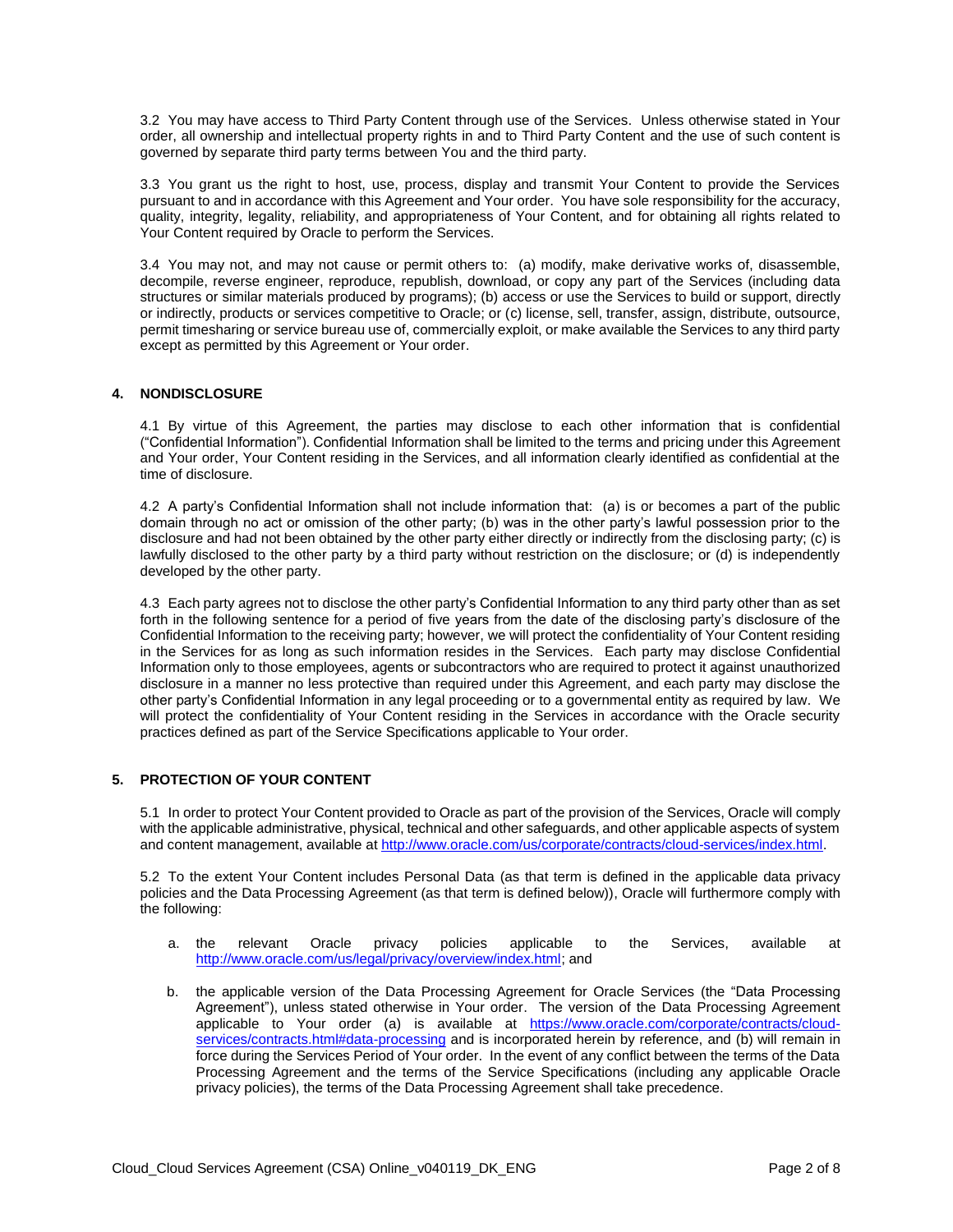3.2 You may have access to Third Party Content through use of the Services. Unless otherwise stated in Your order, all ownership and intellectual property rights in and to Third Party Content and the use of such content is governed by separate third party terms between You and the third party.

3.3 You grant us the right to host, use, process, display and transmit Your Content to provide the Services pursuant to and in accordance with this Agreement and Your order. You have sole responsibility for the accuracy, quality, integrity, legality, reliability, and appropriateness of Your Content, and for obtaining all rights related to Your Content required by Oracle to perform the Services.

3.4 You may not, and may not cause or permit others to: (a) modify, make derivative works of, disassemble, decompile, reverse engineer, reproduce, republish, download, or copy any part of the Services (including data structures or similar materials produced by programs); (b) access or use the Services to build or support, directly or indirectly, products or services competitive to Oracle; or (c) license, sell, transfer, assign, distribute, outsource, permit timesharing or service bureau use of, commercially exploit, or make available the Services to any third party except as permitted by this Agreement or Your order.

## 4. NONDISCLOSURE

4.1 By virtue of this Agreement, the parties may disclose to each other information that is confidential ("Confidential Information"). Confidential Information shall be limited to the terms and pricing under this Agreement and Your order, Your Content residing in the Services, and all information clearly identified as confidential at the time of disclosure.

4.2 A party's Confidential Information shall not include information that: (a) is or becomes a part of the public domain through no act or omission of the other party; (b) was in the other party's lawful possession prior to the disclosure and had not been obtained by the other party either directly or indirectly from the disclosing party; (c) is lawfully disclosed to the other party by a third party without restriction on the disclosure; or (d) is independently developed by the other party.

4.3 Each party agrees not to disclose the other party's Confidential Information to any third party other than as set forth in the following sentence for a period of five years from the date of the disclosing party's disclosure of the Confidential Information to the receiving party; however, we will protect the confidentiality of Your Content residing in the Services for as long as such information resides in the Services. Each party may disclose Confidential Information only to those employees, agents or subcontractors who are required to protect it against unauthorized disclosure in a manner no less protective than required under this Agreement, and each party may disclose the other party's Confidential Information in any legal proceeding or to a governmental entity as required by law. We will protect the confidentiality of Your Content residing in the Services in accordance with the Oracle security practices defined as part of the Service Specifications applicable to Your order.

## 5. PROTECTION OF YOUR CONTENT

5.1 In order to protect Your Content provided to Oracle as part of the provision of the Services, Oracle will comply with the applicable administrative, physical, technical and other safeguards, and other applicable aspects of system and content management, available at [http://www.oracle.com/us/corporate/contracts/cloud-services/index.html](http://www.oracle.com/us/corporate/contracts/cloud-services/index.html).

5.2 To the extent Your Content includes Personal Data (as that term is defined in the applicable data privacy policies and the Data Processing Agreement (as that term is defined below)), Oracle will furthermore comply with the following:

a. the relevant Oracle privacy policies applicable to the Services, available at [http://www.oracle.com/us/legal/privacy/overview/index.html](http://www.oracle.com/us/legal/privacy/overview/index.html); and

b. the applicable version of the Data Processing Agreement for Oracle Services (the "Data Processing Agreement"), unless stated otherwise in Your order. The version of the Data Processing Agreement applicable to Your order (a) is available at [https://www.oracle.com/corporate/contracts/cloud-services/contracts.html#data-processing](https://www.oracle.com/corporate/contracts/cloud-services/contracts.html#data-processing) and is incorporated herein by reference, and (b) will remain in force during the Services Period of Your order. In the event of any conflict between the terms of the Data Processing Agreement and the terms of the Service Specifications (including any applicable Oracle privacy policies), the terms of the Data Processing Agreement shall take precedence.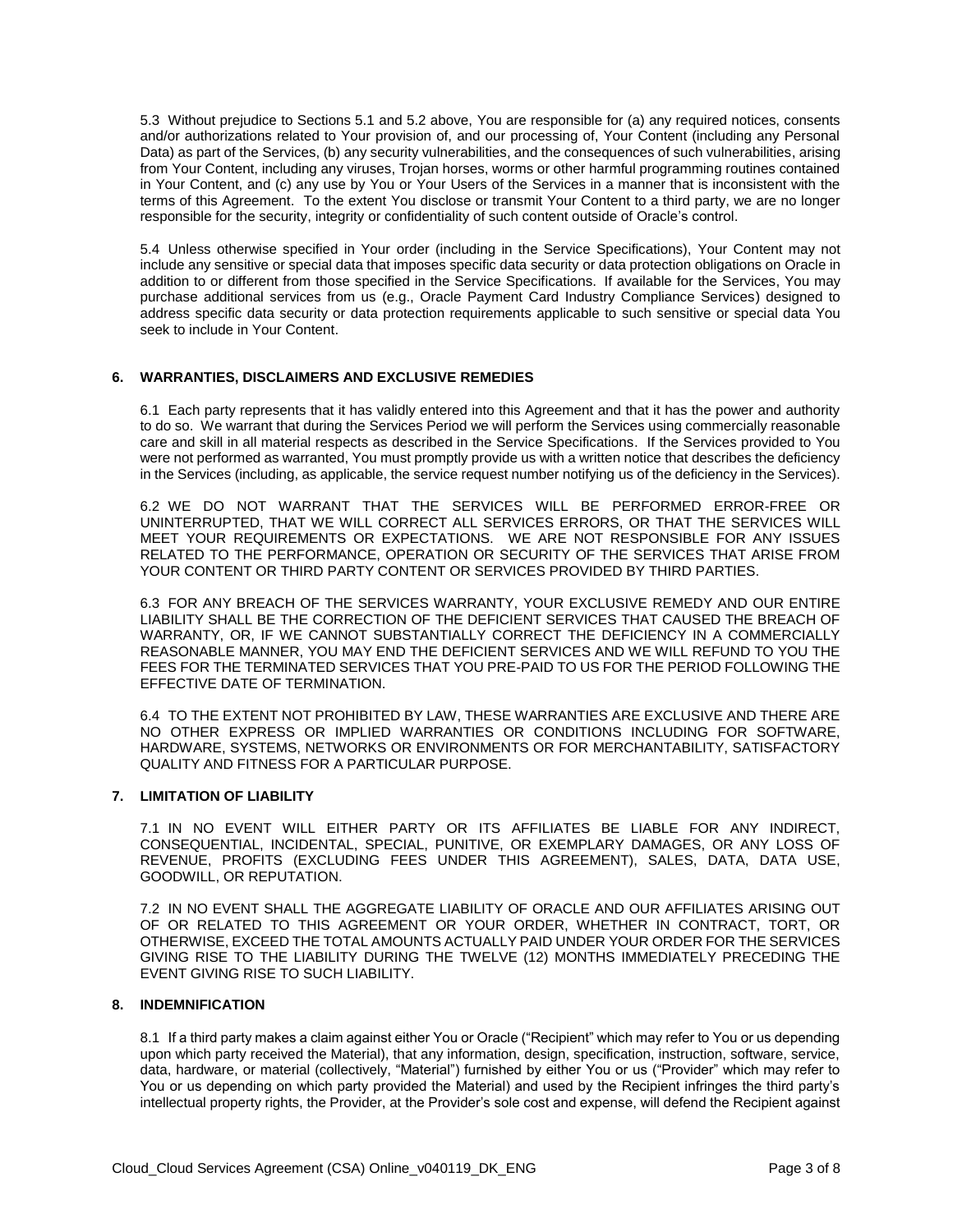5.3 Without prejudice to Sections 5.1 and 5.2 above, You are responsible for (a) any required notices, consents and/or authorizations related to Your provision of, and our processing of, Your Content (including any Personal Data) as part of the Services, (b) any security vulnerabilities, and the consequences of such vulnerabilities, arising from Your Content, including any viruses, Trojan horses, worms or other harmful programming routines contained in Your Content, and (c) any use by You or Your Users of the Services in a manner that is inconsistent with the terms of this Agreement. To the extent You disclose or transmit Your Content to a third party, we are no longer responsible for the security, integrity or confidentiality of such content outside of Oracle's control.

5.4 Unless otherwise specified in Your order (including in the Service Specifications), Your Content may not include any sensitive or special data that imposes specific data security or data protection obligations on Oracle in addition to or different from those specified in the Service Specifications. If available for the Services, You may purchase additional services from us (e.g., Oracle Payment Card Industry Compliance Services) designed to address specific data security or data protection requirements applicable to such sensitive or special data You seek to include in Your Content.

## 6. WARRANTIES, DISCLAIMERS AND EXCLUSIVE REMEDIES

6.1 Each party represents that it has validly entered into this Agreement and that it has the power and authority to do so. We warrant that during the Services Period we will perform the Services using commercially reasonable care and skill in all material respects as described in the Service Specifications. If the Services provided to You were not performed as warranted, You must promptly provide us with a written notice that describes the deficiency in the Services (including, as applicable, the service request number notifying us of the deficiency in the Services).

6.2 WE DO NOT WARRANT THAT THE SERVICES WILL BE PERFORMED ERROR-FREE OR UNINTERRUPTED, THAT WE WILL CORRECT ALL SERVICES ERRORS, OR THAT THE SERVICES WILL MEET YOUR REQUIREMENTS OR EXPECTATIONS. WE ARE NOT RESPONSIBLE FOR ANY ISSUES RELATED TO THE PERFORMANCE, OPERATION OR SECURITY OF THE SERVICES THAT ARISE FROM YOUR CONTENT OR THIRD PARTY CONTENT OR SERVICES PROVIDED BY THIRD PARTIES.

6.3 FOR ANY BREACH OF THE SERVICES WARRANTY, YOUR EXCLUSIVE REMEDY AND OUR ENTIRE LIABILITY SHALL BE THE CORRECTION OF THE DEFICIENT SERVICES THAT CAUSED THE BREACH OF WARRANTY, OR, IF WE CANNOT SUBSTANTIALLY CORRECT THE DEFICIENCY IN A COMMERCIALLY REASONABLE MANNER, YOU MAY END THE DEFICIENT SERVICES AND WE WILL REFUND TO YOU THE FEES FOR THE TERMINATED SERVICES THAT YOU PRE-PAID TO US FOR THE PERIOD FOLLOWING THE EFFECTIVE DATE OF TERMINATION.

6.4 TO THE EXTENT NOT PROHIBITED BY LAW, THESE WARRANTIES ARE EXCLUSIVE AND THERE ARE NO OTHER EXPRESS OR IMPLIED WARRANTIES OR CONDITIONS INCLUDING FOR SOFTWARE, HARDWARE, SYSTEMS, NETWORKS OR ENVIRONMENTS OR FOR MERCHANTABILITY, SATISFACTORY QUALITY AND FITNESS FOR A PARTICULAR PURPOSE.

## 7. LIMITATION OF LIABILITY

7.1 IN NO EVENT WILL EITHER PARTY OR ITS AFFILIATES BE LIABLE FOR ANY INDIRECT, CONSEQUENTIAL, INCIDENTAL, SPECIAL, PUNITIVE, OR EXEMPLARY DAMAGES, OR ANY LOSS OF REVENUE, PROFITS (EXCLUDING FEES UNDER THIS AGREEMENT), SALES, DATA, DATA USE, GOODWILL, OR REPUTATION.

7.2 IN NO EVENT SHALL THE AGGREGATE LIABILITY OF ORACLE AND OUR AFFILIATES ARISING OUT OF OR RELATED TO THIS AGREEMENT OR YOUR ORDER, WHETHER IN CONTRACT, TORT, OR OTHERWISE, EXCEED THE TOTAL AMOUNTS ACTUALLY PAID UNDER YOUR ORDER FOR THE SERVICES GIVING RISE TO THE LIABILITY DURING THE TWELVE (12) MONTHS IMMEDIATELY PRECEDING THE EVENT GIVING RISE TO SUCH LIABILITY.

## 8. INDEMNIFICATION

8.1 If a third party makes a claim against either You or Oracle ("Recipient" which may refer to You or us depending upon which party received the Material), that any information, design, specification, instruction, software, service, data, hardware, or material (collectively, "Material") furnished by either You or us ("Provider" which may refer to You or us depending on which party provided the Material) and used by the Recipient infringes the third party's intellectual property rights, the Provider, at the Provider's sole cost and expense, will defend the Recipient against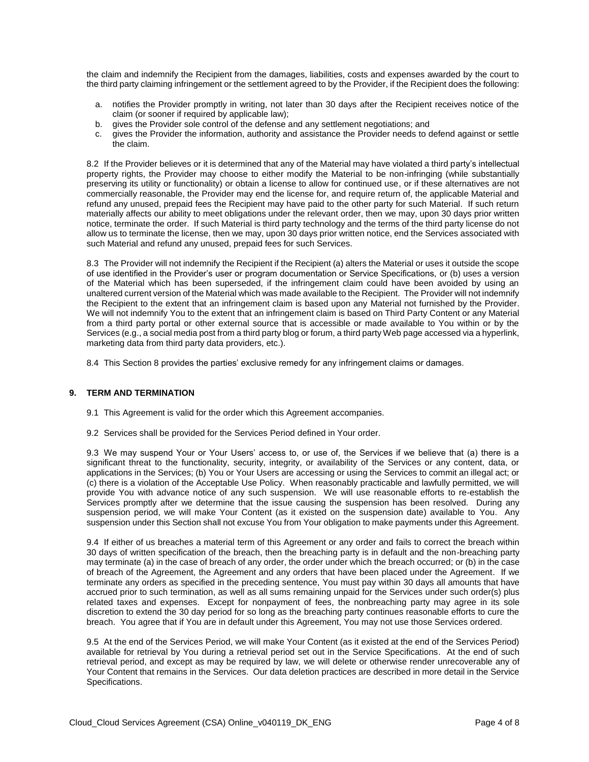the claim and indemnify the Recipient from the damages, liabilities, costs and expenses awarded by the court to the third party claiming infringement or the settlement agreed to by the Provider, if the Recipient does the following:

a. notifies the Provider promptly in writing, not later than 30 days after the Recipient receives notice of the claim (or sooner if required by applicable law);
b. gives the Provider sole control of the defense and any settlement negotiations; and
c. gives the Provider the information, authority and assistance the Provider needs to defend against or settle the claim.

8.2 If the Provider believes or it is determined that any of the Material may have violated a third party's intellectual property rights, the Provider may choose to either modify the Material to be non-infringing (while substantially preserving its utility or functionality) or obtain a license to allow for continued use, or if these alternatives are not commercially reasonable, the Provider may end the license for, and require return of, the applicable Material and refund any unused, prepaid fees the Recipient may have paid to the other party for such Material. If such return materially affects our ability to meet obligations under the relevant order, then we may, upon 30 days prior written notice, terminate the order. If such Material is third party technology and the terms of the third party license do not allow us to terminate the license, then we may, upon 30 days prior written notice, end the Services associated with such Material and refund any unused, prepaid fees for such Services.

8.3 The Provider will not indemnify the Recipient if the Recipient (a) alters the Material or uses it outside the scope of use identified in the Provider's user or program documentation or Service Specifications, or (b) uses a version of the Material which has been superseded, if the infringement claim could have been avoided by using an unaltered current version of the Material which was made available to the Recipient. The Provider will not indemnify the Recipient to the extent that an infringement claim is based upon any Material not furnished by the Provider. We will not indemnify You to the extent that an infringement claim is based on Third Party Content or any Material from a third party portal or other external source that is accessible or made available to You within or by the Services (e.g., a social media post from a third party blog or forum, a third party Web page accessed via a hyperlink, marketing data from third party data providers, etc.).

8.4 This Section 8 provides the parties' exclusive remedy for any infringement claims or damages.

## 9. TERM AND TERMINATION

9.1 This Agreement is valid for the order which this Agreement accompanies.

9.2 Services shall be provided for the Services Period defined in Your order.

9.3 We may suspend Your or Your Users' access to, or use of, the Services if we believe that (a) there is a significant threat to the functionality, security, integrity, or availability of the Services or any content, data, or applications in the Services; (b) You or Your Users are accessing or using the Services to commit an illegal act; or (c) there is a violation of the Acceptable Use Policy. When reasonably practicable and lawfully permitted, we will provide You with advance notice of any such suspension. We will use reasonable efforts to re-establish the Services promptly after we determine that the issue causing the suspension has been resolved. During any suspension period, we will make Your Content (as it existed on the suspension date) available to You. Any suspension under this Section shall not excuse You from Your obligation to make payments under this Agreement.

9.4 If either of us breaches a material term of this Agreement or any order and fails to correct the breach within 30 days of written specification of the breach, then the breaching party is in default and the non-breaching party may terminate (a) in the case of breach of any order, the order under which the breach occurred; or (b) in the case of breach of the Agreement, the Agreement and any orders that have been placed under the Agreement. If we terminate any orders as specified in the preceding sentence, You must pay within 30 days all amounts that have accrued prior to such termination, as well as all sums remaining unpaid for the Services under such order(s) plus related taxes and expenses. Except for nonpayment of fees, the nonbreaching party may agree in its sole discretion to extend the 30 day period for so long as the breaching party continues reasonable efforts to cure the breach. You agree that if You are in default under this Agreement, You may not use those Services ordered.

9.5 At the end of the Services Period, we will make Your Content (as it existed at the end of the Services Period) available for retrieval by You during a retrieval period set out in the Service Specifications. At the end of such retrieval period, and except as may be required by law, we will delete or otherwise render unrecoverable any of Your Content that remains in the Services. Our data deletion practices are described in more detail in the Service Specifications.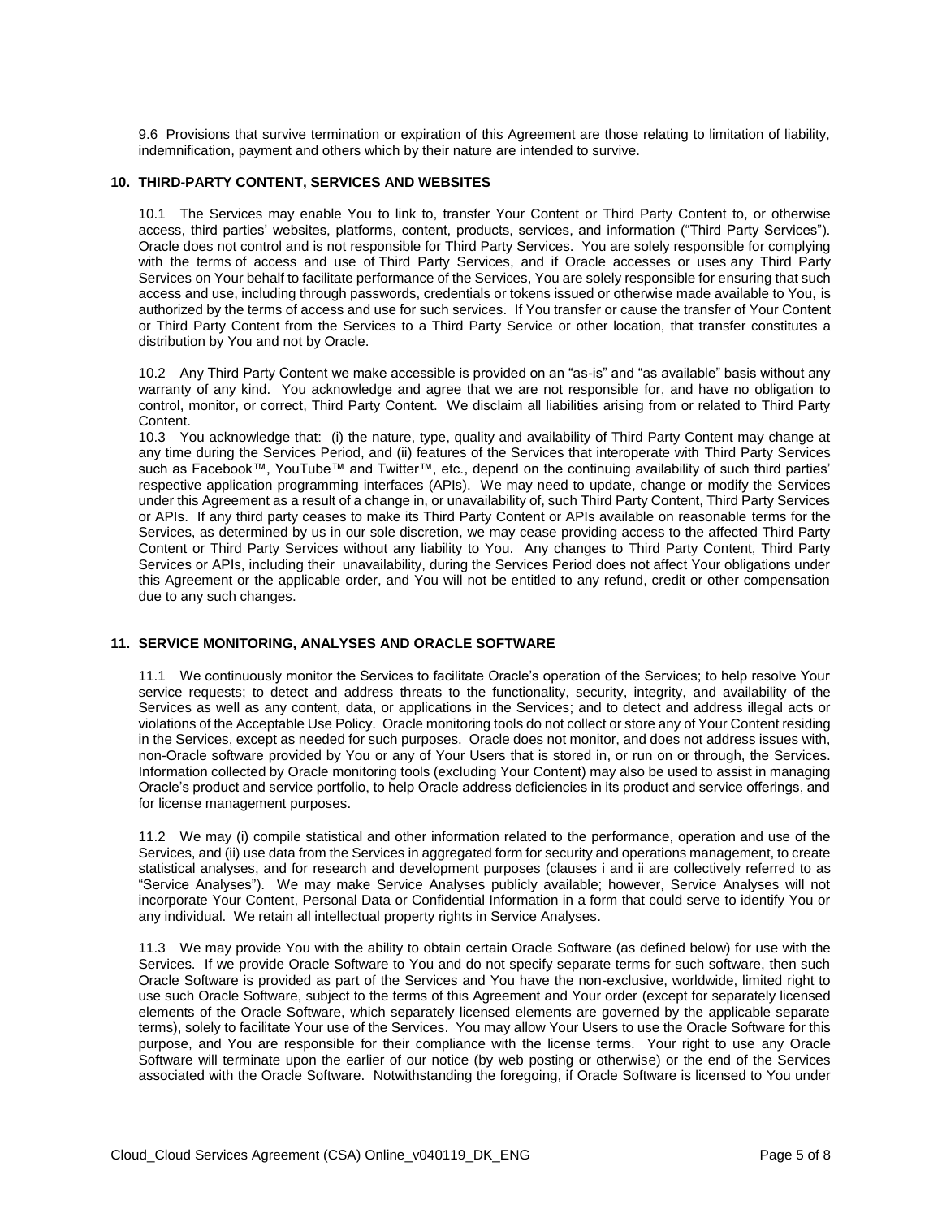9.6 Provisions that survive termination or expiration of this Agreement are those relating to limitation of liability, indemnification, payment and others which by their nature are intended to survive.

## 10. THIRD-PARTY CONTENT, SERVICES AND WEBSITES

10.1 The Services may enable You to link to, transfer Your Content or Third Party Content to, or otherwise access, third parties' websites, platforms, content, products, services, and information ("Third Party Services"). Oracle does not control and is not responsible for Third Party Services. You are solely responsible for complying with the terms of access and use of Third Party Services, and if Oracle accesses or uses any Third Party Services on Your behalf to facilitate performance of the Services, You are solely responsible for ensuring that such access and use, including through passwords, credentials or tokens issued or otherwise made available to You, is authorized by the terms of access and use for such services. If You transfer or cause the transfer of Your Content or Third Party Content from the Services to a Third Party Service or other location, that transfer constitutes a distribution by You and not by Oracle.

10.2 Any Third Party Content we make accessible is provided on an "as-is" and "as available" basis without any warranty of any kind. You acknowledge and agree that we are not responsible for, and have no obligation to control, monitor, or correct, Third Party Content. We disclaim all liabilities arising from or related to Third Party Content.

10.3 You acknowledge that: (i) the nature, type, quality and availability of Third Party Content may change at any time during the Services Period, and (ii) features of the Services that interoperate with Third Party Services such as Facebook™, YouTube™ and Twitter™, etc., depend on the continuing availability of such third parties' respective application programming interfaces (APIs). We may need to update, change or modify the Services under this Agreement as a result of a change in, or unavailability of, such Third Party Content, Third Party Services or APIs. If any third party ceases to make its Third Party Content or APIs available on reasonable terms for the Services, as determined by us in our sole discretion, we may cease providing access to the affected Third Party Content or Third Party Services without any liability to You. Any changes to Third Party Content, Third Party Services or APIs, including their unavailability, during the Services Period does not affect Your obligations under this Agreement or the applicable order, and You will not be entitled to any refund, credit or other compensation due to any such changes.

## 11. SERVICE MONITORING, ANALYSES AND ORACLE SOFTWARE

11.1 We continuously monitor the Services to facilitate Oracle's operation of the Services; to help resolve Your service requests; to detect and address threats to the functionality, security, integrity, and availability of the Services as well as any content, data, or applications in the Services; and to detect and address illegal acts or violations of the Acceptable Use Policy. Oracle monitoring tools do not collect or store any of Your Content residing in the Services, except as needed for such purposes. Oracle does not monitor, and does not address issues with, non-Oracle software provided by You or any of Your Users that is stored in, or run on or through, the Services. Information collected by Oracle monitoring tools (excluding Your Content) may also be used to assist in managing Oracle's product and service portfolio, to help Oracle address deficiencies in its product and service offerings, and for license management purposes.

11.2 We may (i) compile statistical and other information related to the performance, operation and use of the Services, and (ii) use data from the Services in aggregated form for security and operations management, to create statistical analyses, and for research and development purposes (clauses i and ii are collectively referred to as "Service Analyses"). We may make Service Analyses publicly available; however, Service Analyses will not incorporate Your Content, Personal Data or Confidential Information in a form that could serve to identify You or any individual. We retain all intellectual property rights in Service Analyses.

11.3 We may provide You with the ability to obtain certain Oracle Software (as defined below) for use with the Services. If we provide Oracle Software to You and do not specify separate terms for such software, then such Oracle Software is provided as part of the Services and You have the non-exclusive, worldwide, limited right to use such Oracle Software, subject to the terms of this Agreement and Your order (except for separately licensed elements of the Oracle Software, which separately licensed elements are governed by the applicable separate terms), solely to facilitate Your use of the Services. You may allow Your Users to use the Oracle Software for this purpose, and You are responsible for their compliance with the license terms. Your right to use any Oracle Software will terminate upon the earlier of our notice (by web posting or otherwise) or the end of the Services associated with the Oracle Software. Notwithstanding the foregoing, if Oracle Software is licensed to You under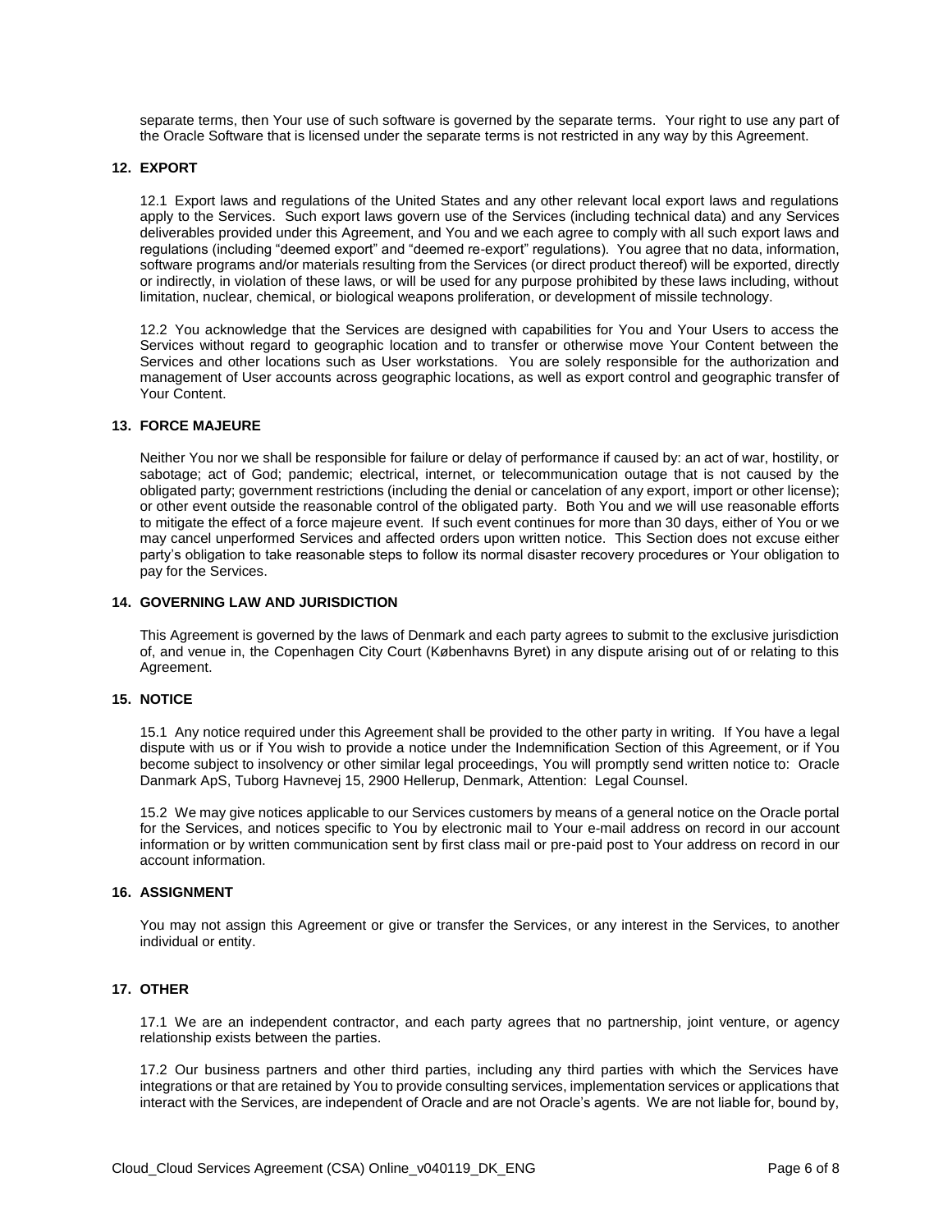separate terms, then Your use of such software is governed by the separate terms. Your right to use any part of the Oracle Software that is licensed under the separate terms is not restricted in any way by this Agreement.

## 12. EXPORT

12.1 Export laws and regulations of the United States and any other relevant local export laws and regulations apply to the Services. Such export laws govern use of the Services (including technical data) and any Services deliverables provided under this Agreement, and You and we each agree to comply with all such export laws and regulations (including "deemed export" and "deemed re-export" regulations). You agree that no data, information, software programs and/or materials resulting from the Services (or direct product thereof) will be exported, directly or indirectly, in violation of these laws, or will be used for any purpose prohibited by these laws including, without limitation, nuclear, chemical, or biological weapons proliferation, or development of missile technology.

12.2 You acknowledge that the Services are designed with capabilities for You and Your Users to access the Services without regard to geographic location and to transfer or otherwise move Your Content between the Services and other locations such as User workstations. You are solely responsible for the authorization and management of User accounts across geographic locations, as well as export control and geographic transfer of Your Content.

## 13. FORCE MAJEURE

Neither You nor we shall be responsible for failure or delay of performance if caused by: an act of war, hostility, or sabotage; act of God; pandemic; electrical, internet, or telecommunication outage that is not caused by the obligated party; government restrictions (including the denial or cancelation of any export, import or other license); or other event outside the reasonable control of the obligated party. Both You and we will use reasonable efforts to mitigate the effect of a force majeure event. If such event continues for more than 30 days, either of You or we may cancel unperformed Services and affected orders upon written notice. This Section does not excuse either party's obligation to take reasonable steps to follow its normal disaster recovery procedures or Your obligation to pay for the Services.

## 14. GOVERNING LAW AND JURISDICTION

This Agreement is governed by the laws of Denmark and each party agrees to submit to the exclusive jurisdiction of, and venue in, the Copenhagen City Court (Københavns Byret) in any dispute arising out of or relating to this Agreement.

## 15. NOTICE

15.1 Any notice required under this Agreement shall be provided to the other party in writing. If You have a legal dispute with us or if You wish to provide a notice under the Indemnification Section of this Agreement, or if You become subject to insolvency or other similar legal proceedings, You will promptly send written notice to: Oracle Danmark ApS, Tuborg Havnevej 15, 2900 Hellerup, Denmark, Attention: Legal Counsel.

15.2 We may give notices applicable to our Services customers by means of a general notice on the Oracle portal for the Services, and notices specific to You by electronic mail to Your e-mail address on record in our account information or by written communication sent by first class mail or pre-paid post to Your address on record in our account information.

## 16. ASSIGNMENT

You may not assign this Agreement or give or transfer the Services, or any interest in the Services, to another individual or entity.

## 17. OTHER

17.1 We are an independent contractor, and each party agrees that no partnership, joint venture, or agency relationship exists between the parties.

17.2 Our business partners and other third parties, including any third parties with which the Services have integrations or that are retained by You to provide consulting services, implementation services or applications that interact with the Services, are independent of Oracle and are not Oracle's agents. We are not liable for, bound by,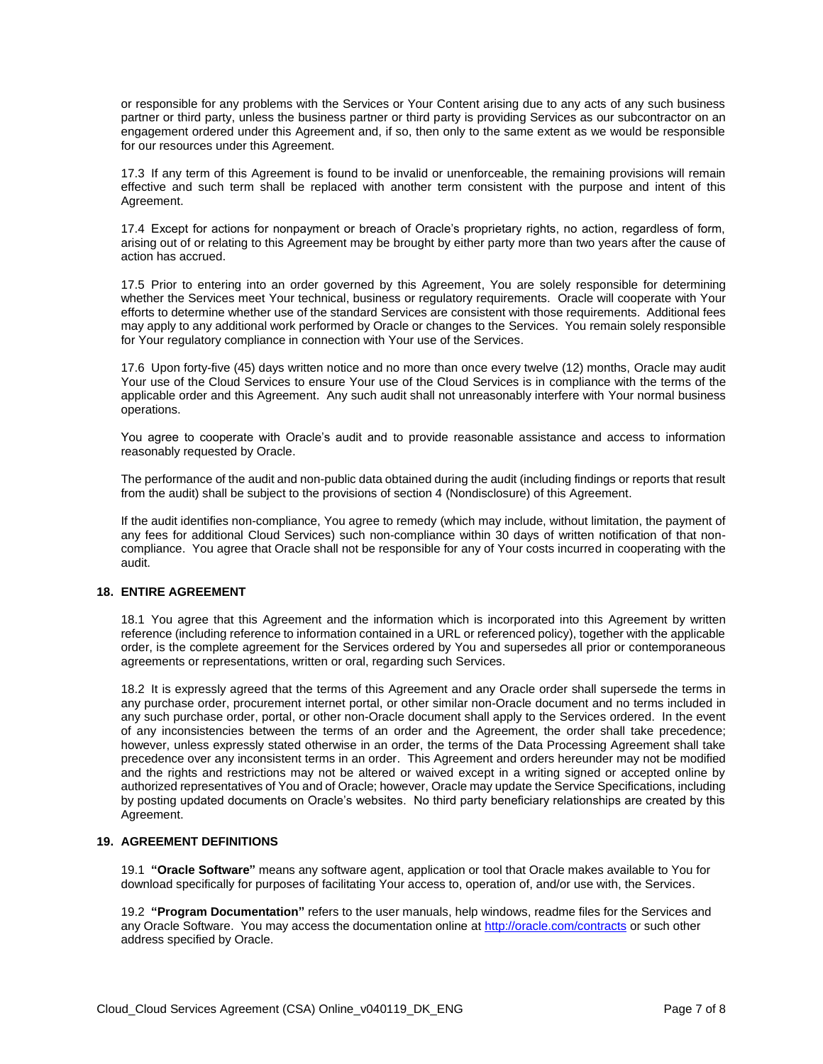or responsible for any problems with the Services or Your Content arising due to any acts of any such business partner or third party, unless the business partner or third party is providing Services as our subcontractor on an engagement ordered under this Agreement and, if so, then only to the same extent as we would be responsible for our resources under this Agreement.

17.3 If any term of this Agreement is found to be invalid or unenforceable, the remaining provisions will remain effective and such term shall be replaced with another term consistent with the purpose and intent of this Agreement.

17.4 Except for actions for nonpayment or breach of Oracle's proprietary rights, no action, regardless of form, arising out of or relating to this Agreement may be brought by either party more than two years after the cause of action has accrued.

17.5 Prior to entering into an order governed by this Agreement, You are solely responsible for determining whether the Services meet Your technical, business or regulatory requirements. Oracle will cooperate with Your efforts to determine whether use of the standard Services are consistent with those requirements. Additional fees may apply to any additional work performed by Oracle or changes to the Services. You remain solely responsible for Your regulatory compliance in connection with Your use of the Services.

17.6 Upon forty-five (45) days written notice and no more than once every twelve (12) months, Oracle may audit Your use of the Cloud Services to ensure Your use of the Cloud Services is in compliance with the terms of the applicable order and this Agreement. Any such audit shall not unreasonably interfere with Your normal business operations.

You agree to cooperate with Oracle's audit and to provide reasonable assistance and access to information reasonably requested by Oracle.

The performance of the audit and non-public data obtained during the audit (including findings or reports that result from the audit) shall be subject to the provisions of section 4 (Nondisclosure) of this Agreement.

If the audit identifies non-compliance, You agree to remedy (which may include, without limitation, the payment of any fees for additional Cloud Services) such non-compliance within 30 days of written notification of that non-compliance. You agree that Oracle shall not be responsible for any of Your costs incurred in cooperating with the audit.

## 18. ENTIRE AGREEMENT

18.1 You agree that this Agreement and the information which is incorporated into this Agreement by written reference (including reference to information contained in a URL or referenced policy), together with the applicable order, is the complete agreement for the Services ordered by You and supersedes all prior or contemporaneous agreements or representations, written or oral, regarding such Services.

18.2 It is expressly agreed that the terms of this Agreement and any Oracle order shall supersede the terms in any purchase order, procurement internet portal, or other similar non-Oracle document and no terms included in any such purchase order, portal, or other non-Oracle document shall apply to the Services ordered. In the event of any inconsistencies between the terms of an order and the Agreement, the order shall take precedence; however, unless expressly stated otherwise in an order, the terms of the Data Processing Agreement shall take precedence over any inconsistent terms in an order. This Agreement and orders hereunder may not be modified and the rights and restrictions may not be altered or waived except in a writing signed or accepted online by authorized representatives of You and of Oracle; however, Oracle may update the Service Specifications, including by posting updated documents on Oracle's websites. No third party beneficiary relationships are created by this Agreement.

## 19. AGREEMENT DEFINITIONS

19.1 **"Oracle Software"** means any software agent, application or tool that Oracle makes available to You for download specifically for purposes of facilitating Your access to, operation of, and/or use with, the Services.

19.2 **"Program Documentation"** refers to the user manuals, help windows, readme files for the Services and any Oracle Software. You may access the documentation online at [http://oracle.com/contracts](http://oracle.com/contracts) or such other address specified by Oracle.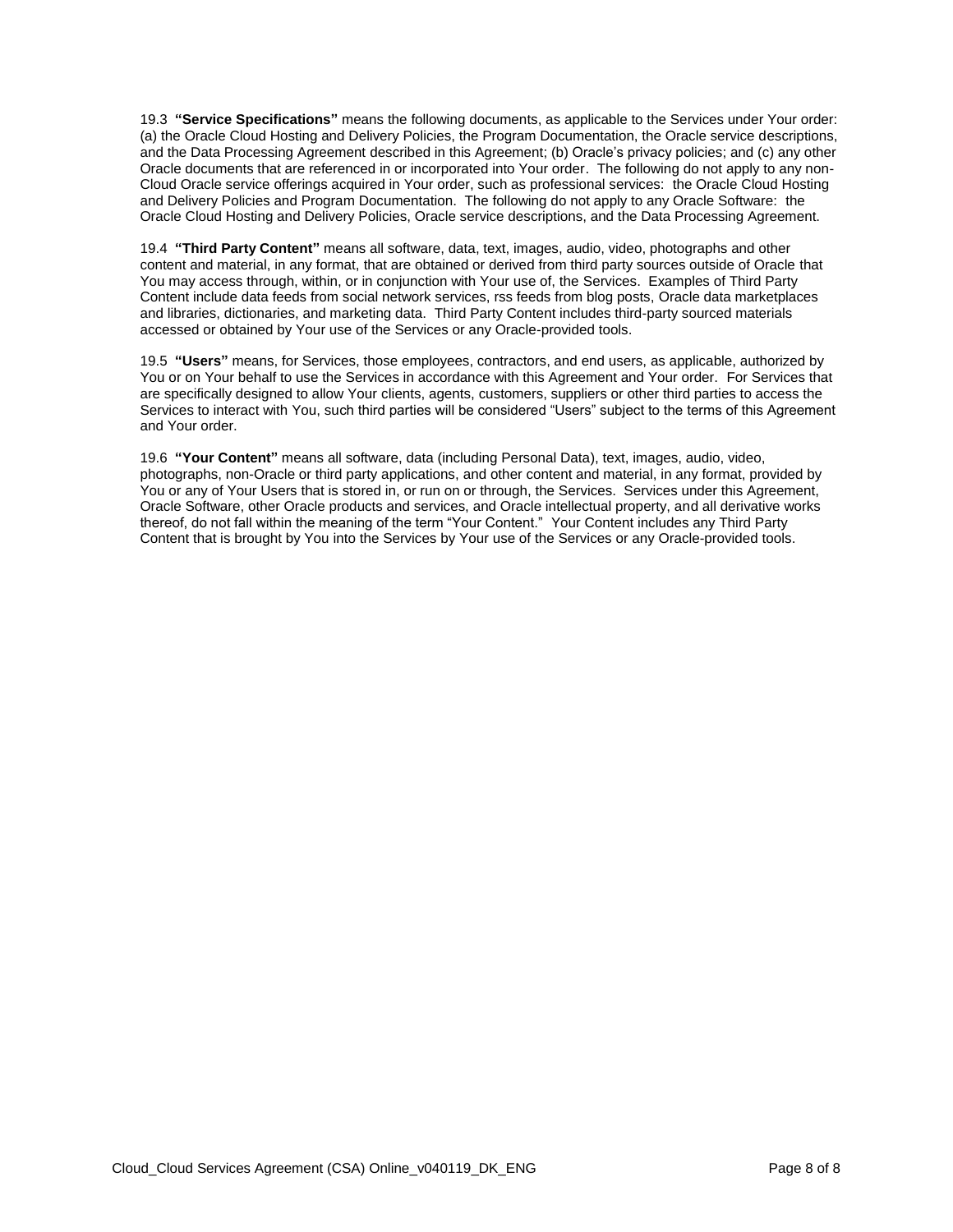19.3 **"Service Specifications"** means the following documents, as applicable to the Services under Your order: (a) the Oracle Cloud Hosting and Delivery Policies, the Program Documentation, the Oracle service descriptions, and the Data Processing Agreement described in this Agreement; (b) Oracle's privacy policies; and (c) any other Oracle documents that are referenced in or incorporated into Your order. The following do not apply to any non-Cloud Oracle service offerings acquired in Your order, such as professional services: the Oracle Cloud Hosting and Delivery Policies and Program Documentation. The following do not apply to any Oracle Software: the Oracle Cloud Hosting and Delivery Policies, Oracle service descriptions, and the Data Processing Agreement.

19.4 **"Third Party Content"** means all software, data, text, images, audio, video, photographs and other content and material, in any format, that are obtained or derived from third party sources outside of Oracle that You may access through, within, or in conjunction with Your use of, the Services. Examples of Third Party Content include data feeds from social network services, rss feeds from blog posts, Oracle data marketplaces and libraries, dictionaries, and marketing data. Third Party Content includes third-party sourced materials accessed or obtained by Your use of the Services or any Oracle-provided tools.

19.5 **"Users"** means, for Services, those employees, contractors, and end users, as applicable, authorized by You or on Your behalf to use the Services in accordance with this Agreement and Your order. For Services that are specifically designed to allow Your clients, agents, customers, suppliers or other third parties to access the Services to interact with You, such third parties will be considered "Users" subject to the terms of this Agreement and Your order.

19.6 **"Your Content"** means all software, data (including Personal Data), text, images, audio, video, photographs, non-Oracle or third party applications, and other content and material, in any format, provided by You or any of Your Users that is stored in, or run on or through, the Services. Services under this Agreement, Oracle Software, other Oracle products and services, and Oracle intellectual property, and all derivative works thereof, do not fall within the meaning of the term "Your Content." Your Content includes any Third Party Content that is brought by You into the Services by Your use of the Services or any Oracle-provided tools.